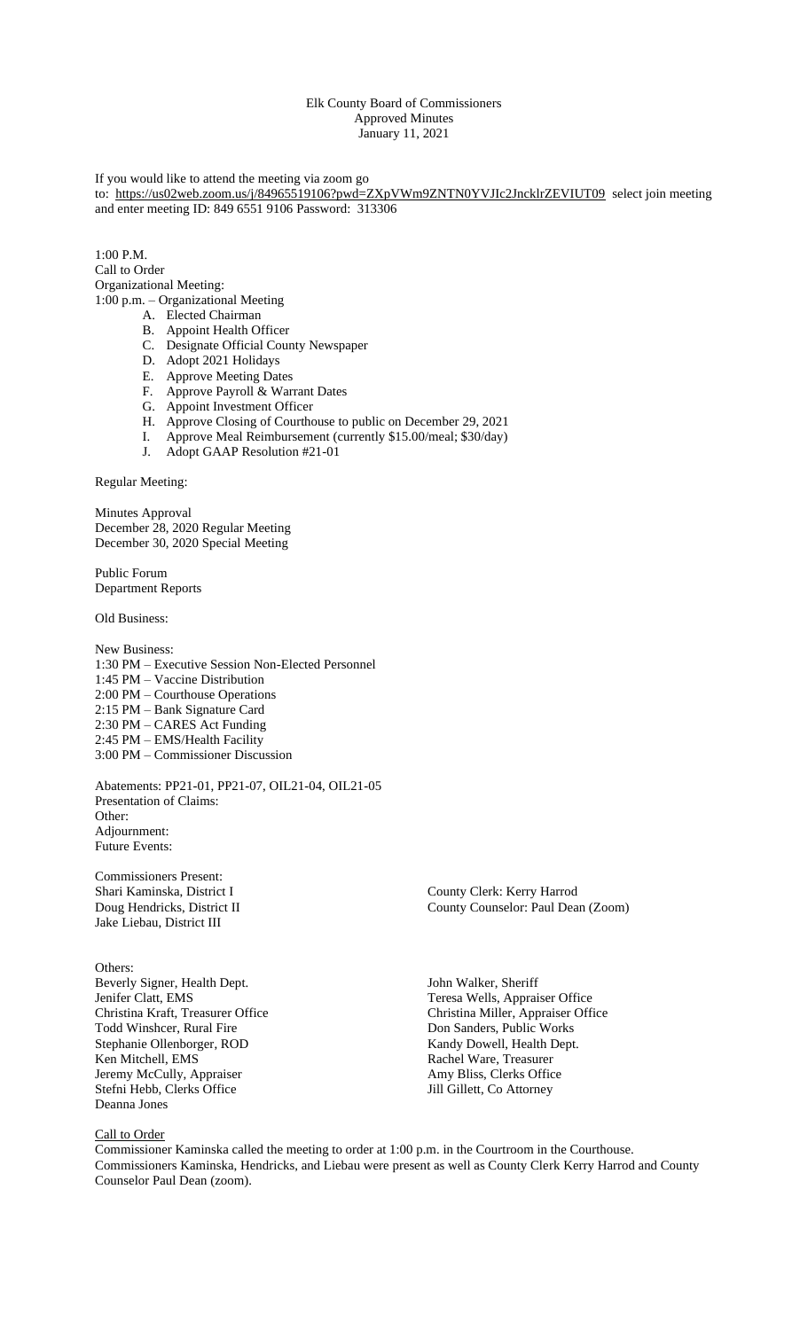Elk County Board of Commissioners
Approved Minutes
January 11, 2021

If you would like to attend the meeting via zoom go to: https://us02web.zoom.us/j/84965519106?pwd=ZXpVWm9ZNTN0YVJIc2JncklrZEVIUT09 select join meeting and enter meeting ID: 849 6551 9106 Password: 313306

1:00 P.M.
Call to Order
Organizational Meeting:
1:00 p.m. – Organizational Meeting

A. Elected Chairman
B. Appoint Health Officer
C. Designate Official County Newspaper
D. Adopt 2021 Holidays
E. Approve Meeting Dates
F. Approve Payroll & Warrant Dates
G. Appoint Investment Officer
H. Approve Closing of Courthouse to public on December 29, 2021
I. Approve Meal Reimbursement (currently $15.00/meal; $30/day)
J. Adopt GAAP Resolution #21-01

Regular Meeting:

Minutes Approval
December 28, 2020 Regular Meeting
December 30, 2020 Special Meeting

Public Forum
Department Reports

Old Business:

New Business:
1:30 PM – Executive Session Non-Elected Personnel
1:45 PM – Vaccine Distribution
2:00 PM – Courthouse Operations
2:15 PM – Bank Signature Card
2:30 PM – CARES Act Funding
2:45 PM – EMS/Health Facility
3:00 PM – Commissioner Discussion

Abatements: PP21-01, PP21-07, OIL21-04, OIL21-05
Presentation of Claims:
Other:
Adjournment:
Future Events:

Commissioners Present:
Shari Kaminska, District I
Doug Hendricks, District II
Jake Liebau, District III

County Clerk: Kerry Harrod
County Counselor: Paul Dean (Zoom)

Others:
Beverly Signer, Health Dept.
Jenifer Clatt, EMS
Christina Kraft, Treasurer Office
Todd Winshcer, Rural Fire
Stephanie Ollenborger, ROD
Ken Mitchell, EMS
Jeremy McCully, Appraiser
Stefni Hebb, Clerks Office
Deanna Jones
John Walker, Sheriff
Teresa Wells, Appraiser Office
Christina Miller, Appraiser Office
Don Sanders, Public Works
Kandy Dowell, Health Dept.
Rachel Ware, Treasurer
Amy Bliss, Clerks Office
Jill Gillett, Co Attorney

Call to Order

Commissioner Kaminska called the meeting to order at 1:00 p.m. in the Courtroom in the Courthouse. Commissioners Kaminska, Hendricks, and Liebau were present as well as County Clerk Kerry Harrod and County Counselor Paul Dean (zoom).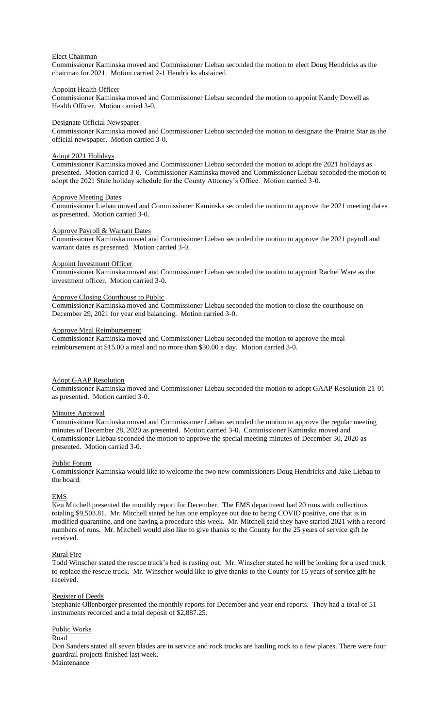Elect Chairman

Commissioner Kaminska moved and Commissioner Liebau seconded the motion to elect Doug Hendricks as the chairman for 2021. Motion carried 2-1 Hendricks abstained.

Appoint Health Officer

Commissioner Kaminska moved and Commissioner Liebau seconded the motion to appoint Kandy Dowell as Health Officer. Motion carried 3-0.

Designate Official Newspaper

Commissioner Kaminska moved and Commissioner Liebau seconded the motion to designate the Prairie Star as the official newspaper. Motion carried 3-0.

Adopt 2021 Holidays

Commissioner Kaminska moved and Commissioner Liebau seconded the motion to adopt the 2021 holidays as presented. Motion carried 3-0. Commissioner Kaminska moved and Commissioner Liebau seconded the motion to adopt the 2021 State holiday schedule for the County Attorney's Office. Motion carried 3-0.

Approve Meeting Dates

Commissioner Liebau moved and Commissioner Kaminska seconded the motion to approve the 2021 meeting dates as presented. Motion carried 3-0.

Approve Payroll & Warrant Dates

Commissioner Kaminska moved and Commissioner Liebau seconded the motion to approve the 2021 payroll and warrant dates as presented. Motion carried 3-0.

Appoint Investment Officer

Commissioner Kaminska moved and Commissioner Liebau seconded the motion to appoint Rachel Ware as the investment officer. Motion carried 3-0.

Approve Closing Courthouse to Public

Commissioner Kaminska moved and Commissioner Liebau seconded the motion to close the courthouse on December 29, 2021 for year end balancing. Motion carried 3-0.

Approve Meal Reimbursement

Commissioner Kaminska moved and Commissioner Liebau seconded the motion to approve the meal reimbursement at $15.00 a meal and no more than $30.00 a day. Motion carried 3-0.

Adopt GAAP Resolution

Commissioner Kaminska moved and Commissioner Liebau seconded the motion to adopt GAAP Resolution 21-01 as presented. Motion carried 3-0.

Minutes Approval

Commissioner Kaminska moved and Commissioner Liebau seconded the motion to approve the regular meeting minutes of December 28, 2020 as presented. Motion carried 3-0. Commissioner Kaminska moved and Commissioner Liebau seconded the motion to approve the special meeting minutes of December 30, 2020 as presented. Motion carried 3-0.

Public Forum

Commissioner Kaminska would like to welcome the two new commissioners Doug Hendricks and Jake Liebau to the board.

EMS

Ken Mitchell presented the monthly report for December. The EMS department had 20 runs with collections totaling $9,503.81. Mr. Mitchell stated he has one employee out due to being COVID positive, one that is in modified quarantine, and one having a procedure this week. Mr. Mitchell said they have started 2021 with a record numbers of runs. Mr. Mitchell would also like to give thanks to the County for the 25 years of service gift he received.

Rural Fire

Todd Winscher stated the rescue truck's bed is rusting out. Mr. Winscher stated he will be looking for a used truck to replace the rescue truck. Mr. Winscher would like to give thanks to the County for 15 years of service gift he received.

Register of Deeds

Stephanie Ollenborger presented the monthly reports for December and year end reports. They had a total of 51 instruments recorded and a total deposit of $2,887.25.

Public Works

Road

Don Sanders stated all seven blades are in service and rock trucks are hauling rock to a few places. There were four guardrail projects finished last week.

Maintenance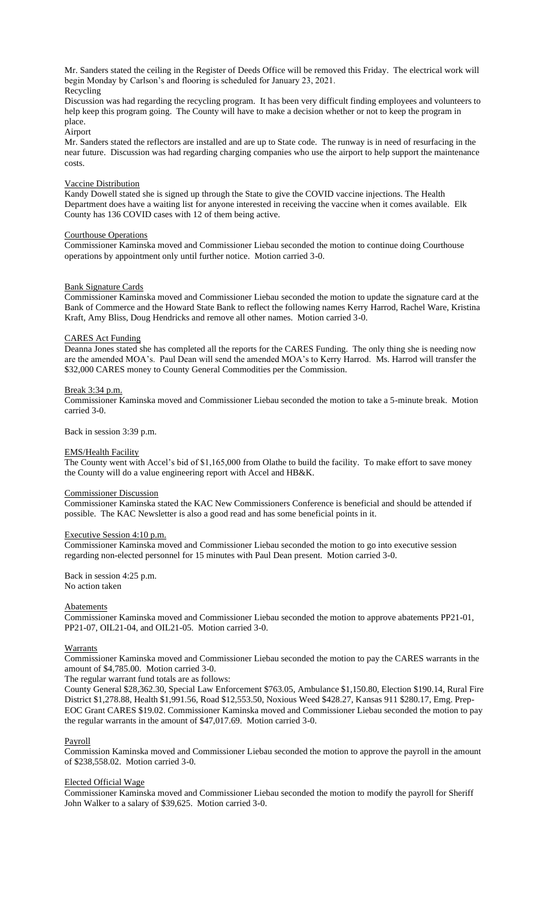Mr. Sanders stated the ceiling in the Register of Deeds Office will be removed this Friday. The electrical work will begin Monday by Carlson's and flooring is scheduled for January 23, 2021.

Recycling

Discussion was had regarding the recycling program. It has been very difficult finding employees and volunteers to help keep this program going. The County will have to make a decision whether or not to keep the program in place.

Airport

Mr. Sanders stated the reflectors are installed and are up to State code. The runway is in need of resurfacing in the near future. Discussion was had regarding charging companies who use the airport to help support the maintenance costs.

Vaccine Distribution

Kandy Dowell stated she is signed up through the State to give the COVID vaccine injections. The Health Department does have a waiting list for anyone interested in receiving the vaccine when it comes available. Elk County has 136 COVID cases with 12 of them being active.

Courthouse Operations

Commissioner Kaminska moved and Commissioner Liebau seconded the motion to continue doing Courthouse operations by appointment only until further notice. Motion carried 3-0.

Bank Signature Cards

Commissioner Kaminska moved and Commissioner Liebau seconded the motion to update the signature card at the Bank of Commerce and the Howard State Bank to reflect the following names Kerry Harrod, Rachel Ware, Kristina Kraft, Amy Bliss, Doug Hendricks and remove all other names. Motion carried 3-0.

CARES Act Funding

Deanna Jones stated she has completed all the reports for the CARES Funding. The only thing she is needing now are the amended MOA's. Paul Dean will send the amended MOA's to Kerry Harrod. Ms. Harrod will transfer the $32,000 CARES money to County General Commodities per the Commission.

Break 3:34 p.m.

Commissioner Kaminska moved and Commissioner Liebau seconded the motion to take a 5-minute break. Motion carried 3-0.

Back in session 3:39 p.m.

EMS/Health Facility

The County went with Accel's bid of $1,165,000 from Olathe to build the facility. To make effort to save money the County will do a value engineering report with Accel and HB&K.

Commissioner Discussion

Commissioner Kaminska stated the KAC New Commissioners Conference is beneficial and should be attended if possible. The KAC Newsletter is also a good read and has some beneficial points in it.

Executive Session 4:10 p.m.

Commissioner Kaminska moved and Commissioner Liebau seconded the motion to go into executive session regarding non-elected personnel for 15 minutes with Paul Dean present. Motion carried 3-0.

Back in session 4:25 p.m.
No action taken

Abatements

Commissioner Kaminska moved and Commissioner Liebau seconded the motion to approve abatements PP21-01, PP21-07, OIL21-04, and OIL21-05. Motion carried 3-0.

Warrants

Commissioner Kaminska moved and Commissioner Liebau seconded the motion to pay the CARES warrants in the amount of $4,785.00. Motion carried 3-0.

The regular warrant fund totals are as follows:

County General $28,362.30, Special Law Enforcement $763.05, Ambulance $1,150.80, Election $190.14, Rural Fire District $1,278.88, Health $1,991.56, Road $12,553.50, Noxious Weed $428.27, Kansas 911 $280.17, Emg. Prep-EOC Grant CARES $19.02. Commissioner Kaminska moved and Commissioner Liebau seconded the motion to pay the regular warrants in the amount of $47,017.69. Motion carried 3-0.

Payroll

Commission Kaminska moved and Commissioner Liebau seconded the motion to approve the payroll in the amount of $238,558.02. Motion carried 3-0.

Elected Official Wage

Commissioner Kaminska moved and Commissioner Liebau seconded the motion to modify the payroll for Sheriff John Walker to a salary of $39,625. Motion carried 3-0.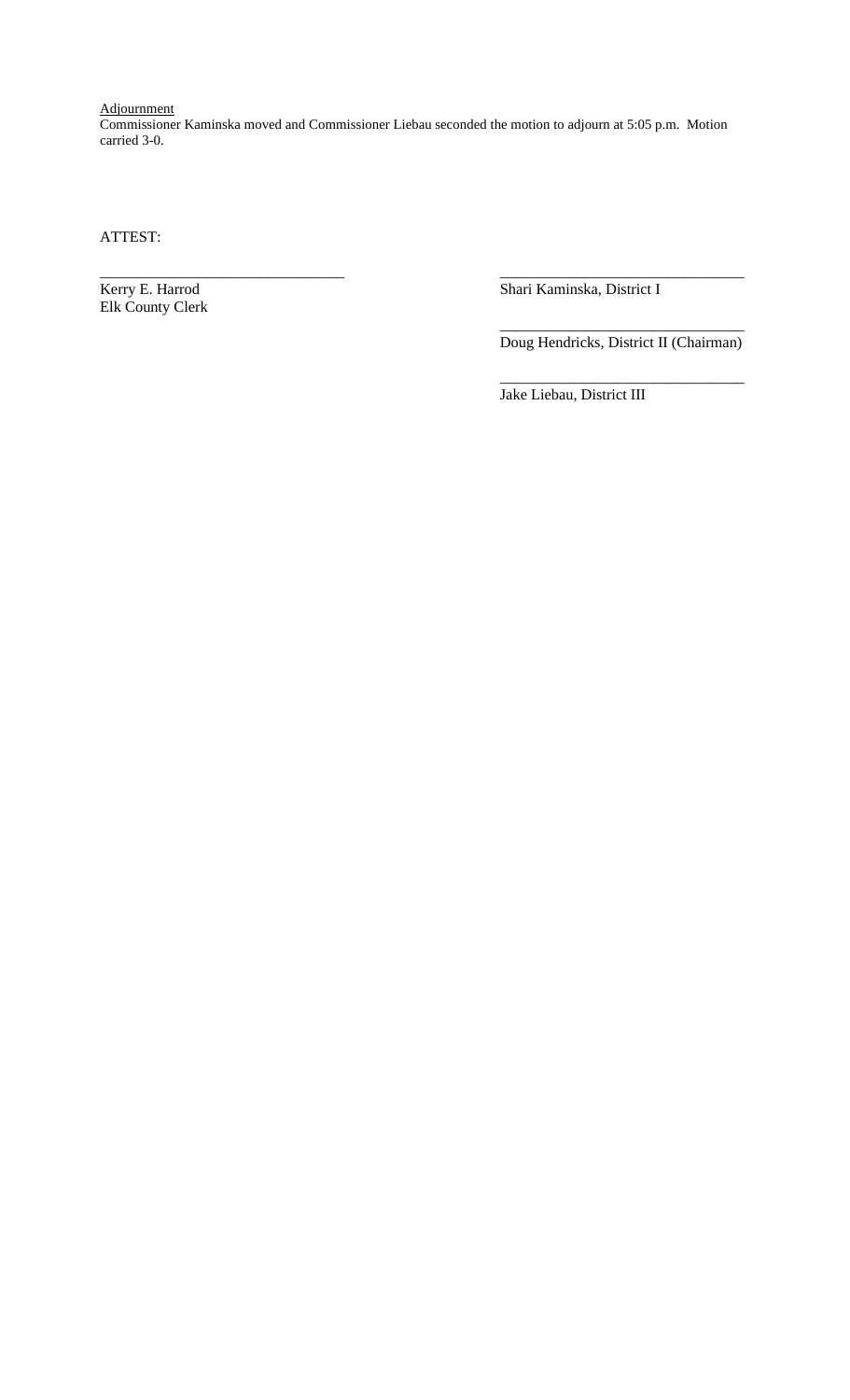Adjournment

Commissioner Kaminska moved and Commissioner Liebau seconded the motion to adjourn at 5:05 p.m. Motion carried 3-0.

ATTEST:

| | |
|---|---|
| _______________________________ | _______________________________ |
| Kerry E. Harrod | Shari Kaminska, District I |
| Elk County Clerk | |
| | _______________________________ |
| | Doug Hendricks, District II (Chairman) |
| | _______________________________ |
| | Jake Liebau, District III |